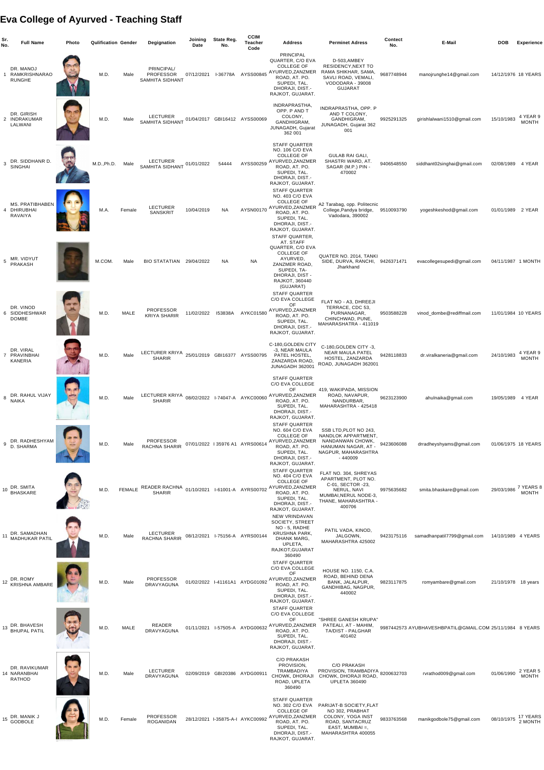# Eva College of Ayurved - Teaching Staff

| Sr. No. | Full Name | Photo | Qulification | Gender | Degignation | Joining Date | State Reg. No. | CCIM Teacher Code | Address | Perminet Adress | Contect No. | E-Mail | DOB | Experience |
|---|---|---|---|---|---|---|---|---|---|---|---|---|---|---|
| 1 | DR. MANOJ RAMKRISHNARAO RUNGHE | | M.D. | Male | PRINCIPAL/ PROFESSOR SAMHITA SIDHANT | 07/12/2021 | I-36778A | AYSS00845 | PRINCIPAL QUARTER, C/O EVA COLLEGE OF AYURVED,ZANZMER ROAD, AT. PO. SUPEDI, TAL. DHORAJI, DIST.- RAJKOT, GUJARAT. | D-503,AMBEY RESIDENCY,NEXT TO RAMA SHIKHAR, SAMA, SAVLI ROAD, VEMALI, VODODARA - 39008 GUJARAT | 9687748944 | manojrunghe14@gmail.com | 14/12/1976 | 18 YEARS |
| 2 | DR. GIRISH INDRAKUMAR LALWANI | | M.D. | Male | LECTURER SAMHITA SIDHANT | 01/04/2017 | GBI16412 | AYSS00069 | INDRAPRASTHA, OPP. P AND T COLONY, GANDHIGRAM, JUNAGADH, Gujarat 362 001 | INDRAPRASTHA, OPP. P AND T COLONY, GANDHIGRAM, JUNAGADH, Gujarat 362 001 | 9925291325 | girishlalwani1510@gmail.com | 15/10/1983 | 4 YEAR 9 MONTH |
| 3 | DR. SIDDHANR D. SINGHAI | | M.D.,Ph.D. | Male | LECTURER SAMHITA SIDHANT | 01/01/2022 | 54444 | AYSS00259 | STAFF QUARTER NO. 106 C/O EVA COLLEGE OF AYURVED,ZANZMER ROAD, AT. PO. SUPEDI, TAL. DHORAJI, DIST.- RAJKOT, GUJARAT. | GULAB RAI GALI, SHASTRI WARD, AT. SAGAR (M.P.) PIN - 470002 | 9406548550 | siddhant02singhai@gmail.com | 02/08/1989 | 4 YEAR |
| 4 | MS. PRATIBHABEN DHIRUBHAI RAVAIYA | | M.A. | Female | LECTURER SANSKRIT | 10/04/2019 | NA | AYSN00170 | STAFF QUARTER NO. 403 C/O EVA COLLEGE OF AYURVED,ZANZMER ROAD, AT. PO. SUPEDI, TAL. DHORAJI, DIST.- RAJKOT, GUJARAT. | A2 Tarabag, opp. Politecnic College,Pandya bridge, Vadodara, 390002 | 9510093790 | yogeshkeshod@gmail.com | 01/01/1989 | 2 YEAR |
| 5 | MR. VIDYUT PRAKASH | | M.COM. | Male | BIO STATATIAN | 29/04/2022 | NA | NA | STAFF QUARTER, AT. STAFF QUARTER, C/O EVA COLLEGE OF AYURVED, ZANZMER ROAD, SUPEDI, TA- DHORAJI, DIST - RAJKOT, 360440 (GUJARAT) | QUATER NO. 2014, TANKI SIDE, DURVA, RANCHI, Jharkhand | 9426371471 | evacollegesupedi@gmail.com | 04/11/1987 | 1 MONTH |
| 6 | DR. VINOD SIDDHESHWAR DOMBE | | M.D. | MALE | PROFESSOR KRIYA SHARIR | 11/02/2022 | I53838A | AYKC01580 | STAFF QUARTER C/O EVA COLLEGE OF AYURVED,ZANZMER ROAD, AT. PO. SUPEDI, TAL. DHORAJI, DIST.- RAJKOT, GUJARAT. | FLAT NO - A3, DHREEJI TERRACE, CDC 53, PURNANAGAR, CHINCHWAD, PUNE, MAHARASHATRA - 411019 | 9503588228 | vinod_dombe@rediffmail.com | 11/01/1984 | 10 YEARS |
| 7 | DR. VIRAL PRAVINBHAI KANERIA | | M.D. | Male | LECTURER KRIYA SHARIR | 25/01/2019 | GBI16377 | AYSS00795 | C-180,GOLDEN CITY -3, NEAR MAULA PATEL HOSTEL, ZANZARDA ROAD, JUNAGADH 362001 | C-180,GOLDEN CITY -3, NEAR MAULA PATEL HOSTEL, ZANZARDA ROAD, JUNAGADH 362001 | 9428118833 | dr.viralkaneria@gmail.com | 24/10/1983 | 4 YEAR 9 MONTH |
| 8 | DR. RAHUL VIJAY NAIKA | | M.D. | Male | LECTURER KRIYA SHARIR | 08/02/2022 | I-74047-A | AYKC00060 | STAFF QUARTER C/O EVA COLLEGE OF AYURVED,ZANZMER ROAD, AT. PO. SUPEDI, TAL. DHORAJI, DIST.- RAJKOT, GUJARAT. | 419, WAKIPADA, MISSION ROAD, NAVAPUR, NANDURBAR, MAHARASHTRA - 425418 | 9623123900 | ahulnaika@gmail.com | 19/05/1989 | 4 YEAR |
| 9 | DR. RADHESHYAM D. SHARMA | | M.D. | Male | PROFESSOR RACHNA SHARIR | 07/01/2022 | I 35976 A1 | AYRS00614 | STAFF QUARTER NO. 604 C/O EVA COLLEGE OF AYURVED,ZANZMER ROAD, AT. PO. SUPEDI, TAL. DHORAJI, DIST.- RAJKOT, GUJARAT. | SSB LTD,PLOT NO 243, NANDLOK APPARTMENT, NANDANWAN CHOWK, HANUMAN NAGAR, AT - NAGPUR, MAHARASHTRA - 440009 | 9423606088 | drradheyshyams@gmail.com | 01/06/1975 | 18 YEARS |
| 10 | DR. SMITA BHASKARE | | M.D. | FEMALE | READER RACHNA SHARIR | 01/10/2021 | I-61001-A | AYRS00702 | STAFF QUARTER NO. 404 C/O EVA COLLEGE OF AYURVED,ZANZMER ROAD, AT. PO. SUPEDI, TAL. DHORAJI, DIST.- RAJKOT, GUJARAT. | FLAT NO. 304, SHREYAS APARTMENT, PLOT NO. C-01, SECTOR -23, NERUL, NAVI MUMBAI,NERUL NODE-3, THANE, MAHARASHTRA - 400706 | 9975635682 | smita.bhaskare@gmail.com | 29/03/1986 | 7 YEARS 8 MONTH |
| 11 | DR. SAMADHAN MADHUKAR PATIL | | M.D. | Male | LECTURER RACHNA SHARIR | 08/12/2021 | I-75156-A | AYRS00144 | NEW VRINDAVAN SOCIETY, STREET NO - 5, RADHE KRUSHNA PARK, DHANK MARG, UPLETA, RAJKOT,GUJARAT 360490 | PATIL VADA, KINOD, JALGOWN, MAHARASHTRA 425002 | 9423175116 | samadhanpatil7799@gmail.com | 14/10/1989 | 4 YEARS |
| 12 | DR. ROMY KRISHNA AMBARE | | M.D. | Male | PROFESSOR DRAVYAGUNA | 01/02/2022 | I-41161A1 | AYDG01092 | STAFF QUARTER C/O EVA COLLEGE OF AYURVED,ZANZMER ROAD, AT. PO. SUPEDI, TAL. DHORAJI, DIST.- RAJKOT, GUJARAT. | HOUSE NO. 1150, C.A. ROAD, BEHIND DENA BANK, JALALPUR, GANDHIBAG, NAGPUR, 440002 | 9823117875 | romyambare@gmail.com | 21/10/1978 | 18 years |
| 13 | DR. BHAVESH BHUPAL PATIL | | M.D. | MALE | READER DRAVYAGUNA | 01/11/2021 | I-57505-A | AYDG00632 | STAFF QUARTER C/O EVA COLLEGE OF AYURVED,ZANZMER ROAD, AT. PO. SUPEDI, TAL. DHORAJI, DIST.- RAJKOT, GUJARAT. | "SHREE GANESH KRUPA" PATEALI, AT - MAHIM, TA/DIST - PALGHAR 401402 | 9987442573 | AYUBHAVESHBPATIL@GMAIL.COM | 25/11/1984 | 8 YEARS |
| 14 | DR. RAVIKUMAR NARANBHAI RATHOD | | M.D. | Male | LECTURER DRAVYAGUNA | 02/09/2019 | GBI20386 | AYDG00911 | C/O PRAKASH PROVISION, TRAMBADIYA CHOWK, DHORAJI ROAD, UPLETA 360490 | C/O PRAKASH PROVISION, TRAMBADIYA CHOWK, DHORAJI ROAD, UPLETA 360490 | 8200632703 | rvrathod009@gmail.com | 01/06/1990 | 2 YEAR 5 MONTH |
| 15 | DR. MANIK J GODBOLE | | M.D. | Female | PROFESSOR ROGANIDAN | 28/12/2021 | I-35875-A-I | AYKC00992 | STAFF QUARTER NO. 302 C/O EVA COLLEGE OF AYURVED,ZANZMER ROAD, AT. PO. SUPEDI, TAL. DHORAJI, DIST.- RAJKOT, GUJARAT. | PARIJAT-B SOCIETY,FLAT NO 302, PRABHAT COLONY, YOGA INST ROAD, SANTACRUZ EAST, MUMBAI =, MAHARASHTRA 400055 | 9833763568 | manikgodbole75@gmail.com | 08/10/1975 | 17 YEARS 2 MONTH |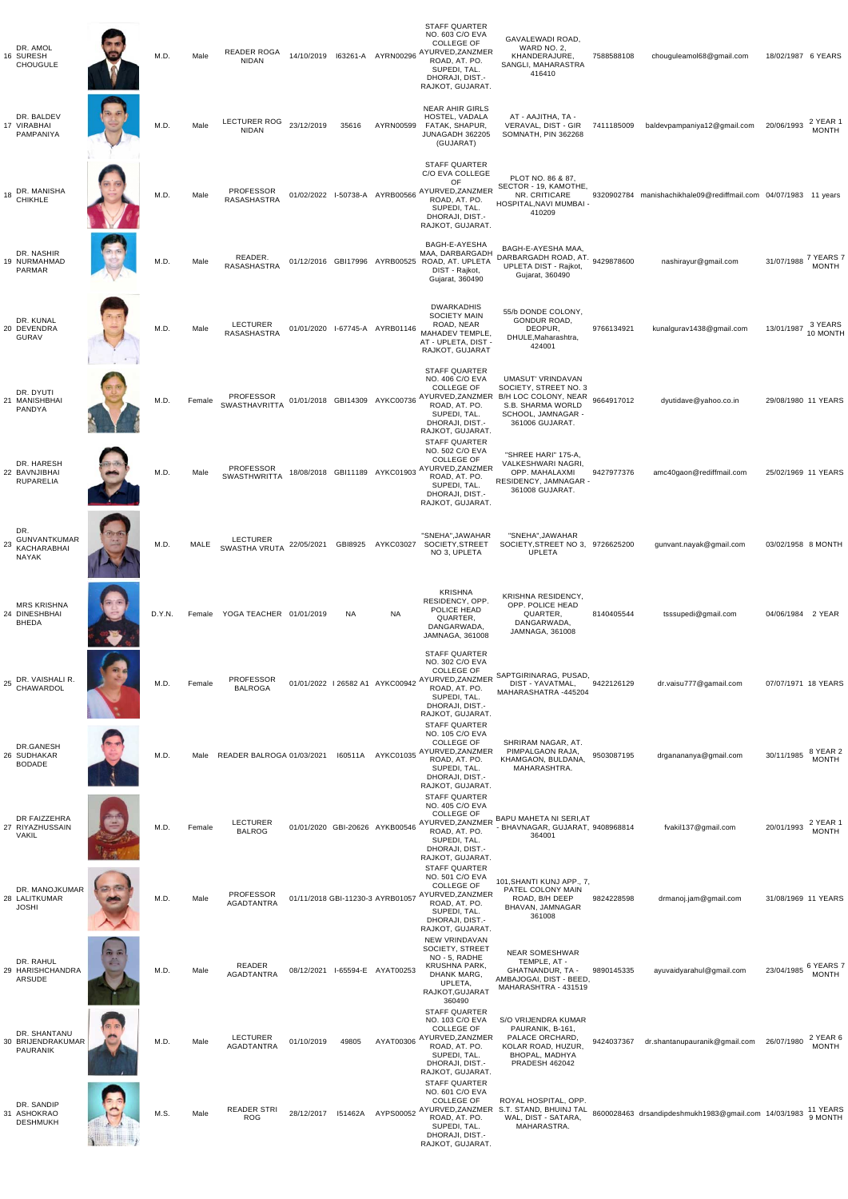| 16 | DR. AMOL SURESH CHOUGULE | | M.D. | Male | READER ROGA NIDAN | 14/10/2019 | I63261-A | AYRN00296 | STAFF QUARTER NO. 603 C/O EVA COLLEGE OF AYURVED,ZANZMER ROAD, AT. PO. SUPEDI, TAL. DHORAJI, DIST.- RAJKOT, GUJARAT. | GAVALEWADI ROAD, WARD NO. 2, KHANDERAJURE, SANGLI, MAHARASTRA 416410 | 7588588108 | chouguleamol68@gmail.com | 18/02/1987 | 6 YEARS |
|---|---|---|---|---|---|---|---|---|---|---|---|---|---|---|
| 17 | DR. BALDEV VIRABHAI PAMPANIYA | | M.D. | Male | LECTURER ROG NIDAN | 23/12/2019 | 35616 | AYRN00599 | NEAR AHIR GIRLS HOSTEL, VADALA FATAK, SHAPUR, JUNAGADH 362205 (GUJARAT) | AT - AAJITHA, TA - VERAVAL, DIST - GIR SOMNATH, PIN 362268 | 7411185009 | baldevpampaniya12@gmail.com | 20/06/1993 | 2 YEAR 1 MONTH |
| 18 | DR. MANISHA CHIKHLE | | M.D. | Male | PROFESSOR RASASHASTRA | 01/02/2022 | I-50738-A | AYRB00566 | STAFF QUARTER C/O EVA COLLEGE OF AYURVED,ZANZMER ROAD, AT. PO. SUPEDI, TAL. DHORAJI, DIST.- RAJKOT, GUJARAT. | PLOT NO. 86 & 87, SECTOR - 19, KAMOTHE, NR. CRITICARE HOSPITAL,NAVI MUMBAI - 410209 | 9320902784 | manishachikhale09@rediffmail.com | 04/07/1983 | 11 years |
| 19 | DR. NASHIR NURMAHMAD PARMAR | | M.D. | Male | READER. RASASHASTRA | 01/12/2016 | GBI17996 | AYRB00525 | BAGH-E-AYESHA MAA, DARBARGADH ROAD, AT. UPLETA DIST - Rajkot, Gujarat, 360490 | BAGH-E-AYESHA MAA, DARBARGADH ROAD, AT. UPLETA DIST - Rajkot, Gujarat, 360490 | 9429878600 | nashirayur@gmail.com | 31/07/1988 | 7 YEARS 7 MONTH |
| 20 | DR. KUNAL DEVENDRA GURAV | | M.D. | Male | LECTURER RASASHASTRA | 01/01/2020 | I-67745-A | AYRB01146 | DWARKADHIS SOCIETY MAIN ROAD, NEAR MAHADEV TEMPLE, AT - UPLETA, DIST - RAJKOT, GUJARAT | 55/b DONDE COLONY, GONDUR ROAD, DEOPUR, DHULE,Maharashtra, 424001 | 9766134921 | kunalgurav1438@gmail.com | 13/01/1987 | 3 YEARS 10 MONTH |
| 21 | DR. DYUTI MANISHBHAI PANDYA | | M.D. | Female | PROFESSOR SWASTHAVRITTA | 01/01/2018 | GBI14309 | AYKC00736 | STAFF QUARTER NO. 406 C/O EVA COLLEGE OF AYURVED,ZANZMER ROAD, AT. PO. SUPEDI, TAL. DHORAJI, DIST.- RAJKOT, GUJARAT. | UMASUT' VRINDAVAN SOCIETY, STREET NO. 3 B/H LOC COLONY, NEAR S.B. SHARMA WORLD SCHOOL, JAMNAGAR - 361006 GUJARAT. | 9664917012 | dyutidave@yahoo.co.in | 29/08/1980 | 11 YEARS |
| 22 | DR. HARESH BAVNJIBHAI RUPARELIA | | M.D. | Male | PROFESSOR SWASTHWRITTA | 18/08/2018 | GBI11189 | AYKC01903 | STAFF QUARTER NO. 502 C/O EVA COLLEGE OF AYURVED,ZANZMER ROAD, AT. PO. SUPEDI, TAL. DHORAJI, DIST.- RAJKOT, GUJARAT. | "SHREE HARI" 175-A, VALKESHWARI NAGRI, OPP. MAHALAXMI RESIDENCY, JAMNAGAR - 361008 GUJARAT. | 9427977376 | amc40gaon@rediffmail.com | 25/02/1969 | 11 YEARS |
| 23 | DR. GUNVANTKUMAR KACHARABHAI NAYAK | | M.D. | MALE | LECTURER SWASTHA VRUTA | 22/05/2021 | GBI8925 | AYKC03027 | "SNEHA",JAWAHAR SOCIETY,STREET NO 3, UPLETA | "SNEHA",JAWAHAR SOCIETY,STREET NO 3, UPLETA | 9726625200 | gunvant.nayak@gmail.com | 03/02/1958 | 8 MONTH |
| 24 | MRS KRISHNA DINESHBHAI BHEDA | | D.Y.N. | Female | YOGA TEACHER | 01/01/2019 | NA | NA | KRISHNA RESIDENCY, OPP. POLICE HEAD QUARTER, DANGARWADA, JAMNAGA, 361008 | KRISHNA RESIDENCY, OPP. POLICE HEAD QUARTER, DANGARWADA, JAMNAGA, 361008 | 8140405544 | tsssupedi@gmail.com | 04/06/1984 | 2 YEAR |
| 25 | DR. VAISHALI R. CHAWARDOL | | M.D. | Female | PROFESSOR BALROGA | 01/01/2022 | I 26582 A1 | AYKC00942 | STAFF QUARTER NO. 302 C/O EVA COLLEGE OF AYURVED,ZANZMER ROAD, AT. PO. SUPEDI, TAL. DHORAJI, DIST.- RAJKOT, GUJARAT. | SAPTGIRINARAG, PUSAD, DIST - YAVATMAL, MAHARASHATRA -445204 | 9422126129 | dr.vaisu777@gamail.com | 07/07/1971 | 18 YEARS |
| 26 | DR.GANESH SUDHAKAR BODADE | | M.D. | Male | READER BALROGA | 01/03/2021 | I60511A | AYKC01035 | STAFF QUARTER NO. 105 C/O EVA COLLEGE OF AYURVED,ZANZMER ROAD, AT. PO. SUPEDI, TAL. DHORAJI, DIST.- RAJKOT, GUJARAT. | SHRIRAM NAGAR, AT. PIMPALGAON RAJA, KHAMGAON, BULDANA, MAHARASHTRA. | 9503087195 | drganananya@gmail.com | 30/11/1985 | 8 YEAR 2 MONTH |
| 27 | DR FAIZZEHRA RIYAZHUSSAIN VAKIL | | M.D. | Female | LECTURER BALROG | 01/01/2020 | GBI-20626 | AYKB00546 | STAFF QUARTER NO. 405 C/O EVA COLLEGE OF AYURVED,ZANZMER ROAD, AT. PO. SUPEDI, TAL. DHORAJI, DIST.- RAJKOT, GUJARAT. | BAPU MAHETA NI SERI,AT - BHAVNAGAR, GUJARAT, 364001 | 9408968814 | fvakil137@gmail.com | 20/01/1993 | 2 YEAR 1 MONTH |
| 28 | DR. MANOJKUMAR LALITKUMAR JOSHI | | M.D. | Male | PROFESSOR AGADTANTRA | 01/11/2018 | GBI-11230-3 | AYRB01057 | STAFF QUARTER NO. 501 C/O EVA COLLEGE OF AYURVED,ZANZMER ROAD, AT. PO. SUPEDI, TAL. DHORAJI, DIST.- RAJKOT, GUJARAT. | 101,SHANTI KUNJ APP., 7, PATEL COLONY MAIN ROAD, B/H DEEP BHAVAN, JAMNAGAR 361008 | 9824228598 | drmanoj.jam@gmail.com | 31/08/1969 | 11 YEARS |
| 29 | DR. RAHUL HARISHCHANDRA ARSUDE | | M.D. | Male | READER AGADTANTRA | 08/12/2021 | I-65594-E | AYAT00253 | NEW VRINDAVAN SOCIETY, STREET NO - 5, RADHE KRUSHNA PARK, DHANK MARG, UPLETA, RAJKOT,GUJARAT 360490 | NEAR SOMESHWAR TEMPLE, AT - GHATNANDUR, TA - AMBAJOGAI, DIST - BEED, MAHARASHTRA - 431519 | 9890145335 | ayuvaidyarahul@gmail.com | 23/04/1985 | 6 YEARS 7 MONTH |
| 30 | DR. SHANTANU BRIJENDRAKUMAR PAURANIK | | M.D. | Male | LECTURER AGADTANTRA | 01/10/2019 | 49805 | AYAT00306 | STAFF QUARTER NO. 103 C/O EVA COLLEGE OF AYURVED,ZANZMER ROAD, AT. PO. SUPEDI, TAL. DHORAJI, DIST.- RAJKOT, GUJARAT. | S/O VRIJENDRA KUMAR PAURANIK, B-161, PALACE ORCHARD, KOLAR ROAD, HUZUR, BHOPAL, MADHYA PRADESH 462042 | 9424037367 | dr.shantanupauranik@gmail.com | 26/07/1980 | 2 YEAR 6 MONTH |
| 31 | DR. SANDIP ASHOKRAO DESHMUKH | | M.S. | Male | READER STRI ROG | 28/12/2017 | I51462A | AYPS00052 | STAFF QUARTER NO. 601 C/O EVA COLLEGE OF AYURVED,ZANZMER ROAD, AT. PO. SUPEDI, TAL. DHORAJI, DIST.- RAJKOT, GUJARAT. | ROYAL HOSPITAL, OPP. S.T. STAND, BHUINJ TAL WAL, DIST - SATARA, MAHARASTRA. | 8600028463 | drsandipdeshmukh1983@gmail.com | 14/03/1983 | 11 YEARS 9 MONTH |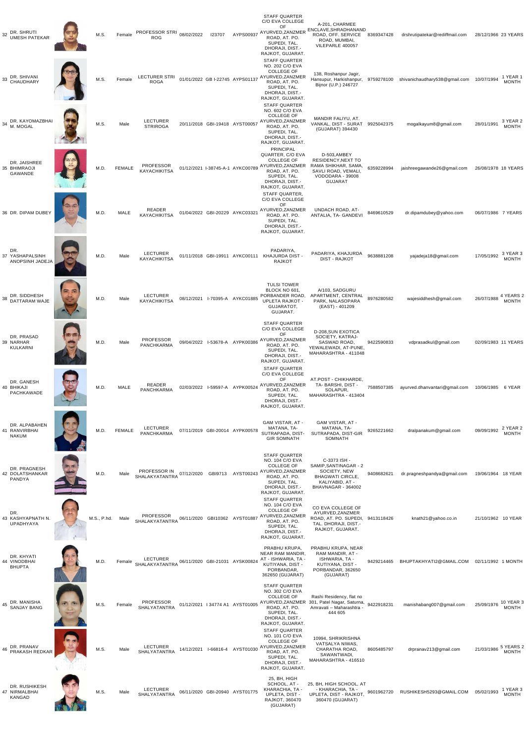| | | | | | | | | | | | | | |
|---|---|---|---|---|---|---|---|---|---|---|---|---|---|
| 32 | DR. SHRUTI UMESH PATEKAR | | M.S. | Female | PROFESSOR STRI ROG | 08/02/2022 | I23707 | AYPS00937 | STAFF QUARTER C/O EVA COLLEGE OF AYURVED,ZANZMER ROAD, AT. PO. SUPEDI, TAL. DHORAJI, DIST.- RAJKOT, GUJARAT. | A-201, CHARMEE ENCLAVE,SHRADHANAND ROAD, OFF. SERVICE ROAD, MUMBAI, VILEPARLE 400057 | 8369347428 | drshrutipatekar@rediffmail.com | 28/12/1966 | 23 YEARS |
| 33 | DR. SHIVANI CHAUDHARY | | M.S. | Female | LECTURER STRI ROGA | 01/01/2022 | GB I-22745 | AYPS01137 | STAFF QUARTER NO. 202 C/O EVA COLLEGE OF AYURVED,ZANZMER ROAD, AT. PO. SUPEDI, TAL. DHORAJI, DIST.- RAJKOT, GUJARAT. | 138, Roshanpur Jagir, Hansupur, Harkishanpur, Bijnor (U.P.) 246727 | 9759278100 | shivanichaudhary538@gmail.com | 10/07/1994 | 1 YEAR 1 MONTH |
| 34 | DR. KAYOMAZBHAI M. MOGAL | | M.S. | Male | LECTURER STRIROGA | 20/11/2018 | GBI-19418 | AYST00057 | STAFF QUARTER NO. 602 C/O EVA COLLEGE OF AYURVED,ZANZMER ROAD, AT. PO. SUPEDI, TAL. DHORAJI, DIST.- RAJKOT, GUJARAT. | MANDIR FALIYU, AT. VANKAL, DIST - SURAT (GUJARAT) 394430 | 9925042375 | mogalkayum8@gmail.com | 28/01/1991 | 3 YEAR 2 MONTH |
| 35 | DR. JAISHREE BHIMRAOJI GAWANDE | | M.D. | FEMALE | PROFESSOR KAYACHIKITSA | 01/12/2021 | I-38745-A-1 | AYKC00789 | PRINCIPAL QUARTER, C/O EVA COLLEGE OF AYURVED,ZANZMER ROAD, AT. PO. SUPEDI, TAL. DHORAJI, DIST.- RAJKOT, GUJARAT. | D-503,AMBEY RESIDENCY,NEXT TO RAMA SHIKHAR, SAMA, SAVLI ROAD, VEMALI, VODODARA - 39008 GUJARAT | 6359228994 | jaishreegawande26@gmail.com | 26/08/1978 | 18 YEARS |
| 36 | DR. DIPAM DUBEY | | M.D. | MALE | READER KAYACHIKITSA | 01/04/2022 | GBI-20229 | AYKC03321 | STAFF QUARTER, C/O EVA COLLEGE OF AYURVED,ZANZMER ROAD, AT. PO. SUPEDI, TAL. DHORAJI, DIST.- RAJKOT, GUJARAT. | UNDACH ROAD, AT- ANTALIA, TA- GANDEVI | 8469610529 | dr.dipamdubey@yahoo.com | 06/07/1986 | 7 YEARS |
| 37 | DR. YASHAPALSINH ANOPSINH JADEJA | | M.D. | Male | LECTURER KAYACHIKITSA | 01/11/2018 | GBI-19911 | AYKC00111 | PADARIYA, KHAJURDA DIST - RAJKOT | PADARIYA, KHAJURDA DIST - RAJKOT | 9638881208 | yajadeja18@gmail.com | 17/05/1992 | 3 YEAR 3 MONTH |
| 38 | DR. SIDDHESH DATTARAM WAJE | | M.D. | Male | LECTURER KAYACHIKITSA | 08/12/2021 | I-70395-A | AYKC01885 | TULSI TOWER BLOCK NO 601, PORBANDER ROAD, UPLETA RAJKOT - GUJARATOT, GUJARAT. | A/103, SADGURU APARTMENT, CENTRAL PARK, NALASOPARA (EAST) - 401209 | 8976280582 | wajesiddhesh@gmail.com | 26/07/1988 | 4 YEARS 2 MONTH |
| 39 | DR. PRASAD NARHAR KULKARNI | | M.D. | Male | PROFESSOR PANCHKARMA | 09/04/2022 | I-53678-A | AYPK00386 | STAFF QUARTER C/O EVA COLLEGE OF AYURVED,ZANZMER ROAD, AT. PO. SUPEDI, TAL. DHORAJI, DIST.- RAJKOT, GUJARAT. | D-208,SUN EXOTICA SOCIETY, KATRAJ-SASWAD ROAD, YEWALEWADI, AT-PUNE, MAHARASHTRA - 411048 | 9422590833 | vdprasadkul@gmail.com | 02/09/1983 | 11 YEARS |
| 40 | DR. GANESH BHIKAJI PACHKAWADE | | M.D. | MALE | READER PANCHKARMA | 02/03/2022 | I-59597-A | AYPK00524 | STAFF QUARTER C/O EVA COLLEGE OF AYURVED,ZANZMER ROAD, AT. PO. SUPEDI, TAL. DHORAJI, DIST.- RAJKOT, GUJARAT. | AT.POST - CHIKHARDE, TA- BARSHI, DIST - SOLAPUR, MAHARASHTRA - 413404 | 7588507385 | ayurved.dhanvantari@gmail.com | 10/06/1985 | 6 YEAR |
| 41 | DR. ALPABAHEN RANVIRBHAI NAKUM | | M.D. | FEMALE | LECTURER PANCHKARMA | 07/11/2019 | GBI-20014 | AYPK00578 | GAM VISTAR, AT - MATANA, TA- SUTRAPADA, DIST- GIR SOMNATH | GAM VISTAR, AT - MATANA, TA- SUTRAPADA, DIST-GIR SOMNATH | 9265221662 | dralpanakum@gmail.com | 09/09/1992 | 2 YEAR 2 MONTH |
| 42 | DR. PRAGNESH DOLATSHANKAR PANDYA | | M.D. | Male | PROFESSOR IN SHALAKYATANTRA | 07/12/2020 | GBI9713 | AYST00243 | STAFF QUARTER NO. 104 C/O EVA COLLEGE OF AYURVED,ZANZMER ROAD, AT. PO. SUPEDI, TAL. DHORAJI, DIST.- RAJKOT, GUJARAT. | C-3373 ISH - SAMIP,SANTINAGAR - 2 SOCIETY, NEW BHAGWATI CIRCLE, KALIYABID, AT - BHAVNAGAR - 364002 | 9408682621 | dr.pragneshpandya@gmail.com | 19/06/1964 | 18 YEAR |
| 43 | DR. KASHYAPNATH N. UPADHYAYA | | M.S., P.hd. | Male | PROFESSOR SHALAKYATANTRA | 06/11/2020 | GBI10362 | AYST01887 | STAFF QUARTER NO. 104 C/O EVA COLLEGE OF AYURVED,ZANZMER ROAD, AT. PO. SUPEDI, TAL. DHORAJI, DIST.- RAJKOT, GUJARAT. | CO EVA COLLEGE OF AYURVED,ZANZMER ROAD, AT. PO. SUPEDI, TAL. DHORAJI, DIST.- RAJKOT, GUJARAT. | 9413118426 | knath21@yahoo.co.in | 21/10/1962 | 10 YEAR |
| 44 | DR. KHYATI VINODBHAI BHUPTA | | M.D. | Female | LECTURER SHALAKYATANTRA | 06/11/2020 | GBI-21031 | AYSK00824 | PRABHU KRUPA, NEAR RAM MANDIR, AT - ISHWARIA, TA - KUTIYANA, DIST - PORBANDAR, 362650 (GUJARAT) | PRABHU KRUPA, NEAR RAM MANDIR, AT - ISHWARIA, TA - KUTIYANA, DIST - PORBANDAR, 362650 (GUJARAT) | 9429214465 | BHUPTAKHYATI2@GMAIL.COM | 02/11/1992 | 1 MONTH |
| 45 | DR. MANISHA SANJAY BANG | | M.S. | Female | PROFESSOR SHALYATANTRA | 01/12/2021 | I 34774 A1 | AYST01005 | STAFF QUARTER NO. 302 C/O EVA COLLEGE OF AYURVED,ZANZMER ROAD, AT. PO. SUPEDI, TAL. DHORAJI, DIST.- RAJKOT, GUJARAT. | Rashi Residency, flat no 301, Patel Nagar, Saturna, Amravati – Maharashtra - 444 605 | 9422918231 | manishabang007@gmail.com | 25/09/1976 | 10 YEAR 3 MONTH |
| 46 | DR. PRANAV PRAKASH REDKAR | | M.S. | Male | LECTURER SHALYATANTRA | 14/12/2021 | I-66816-4 | AYST01030 | STAFF QUARTER NO. 101 C/O EVA COLLEGE OF AYURVED,ZANZMER ROAD, AT. PO. SUPEDI, TAL. DHORAJI, DIST.- RAJKOT, GUJARAT. | 10994, SHRIKRISHNA VATSALYA NIWAS, CHARATHA ROAD, SAWANTWADI, MAHARASHTRA - 416510 | 8605485797 | drpranav213@gmail.com | 21/03/1986 | 5 YEARS 2 MONTH |
| 47 | DR. RUSHIKESH NIRMALBHAI KANGAD | | M.S. | Male | LECTURER SHALYATANTRA | 06/11/2020 | GBI-20940 | AYST01775 | 25, BH, HIGH SCHOOL, AT - KHARACHIA, TA - UPLETA, DIST - RAJKOT, 360470 (GUJARAT) | 25, BH, HIGH SCHOOL, AT - KHARACHIA, TA - UPLETA, DIST - RAJKOT, 360470 (GUJARAT) | 9601962720 | RUSHIKESH5293@GMAIL.COM | 05/02/1993 | 1 YEAR 3 MONTH |